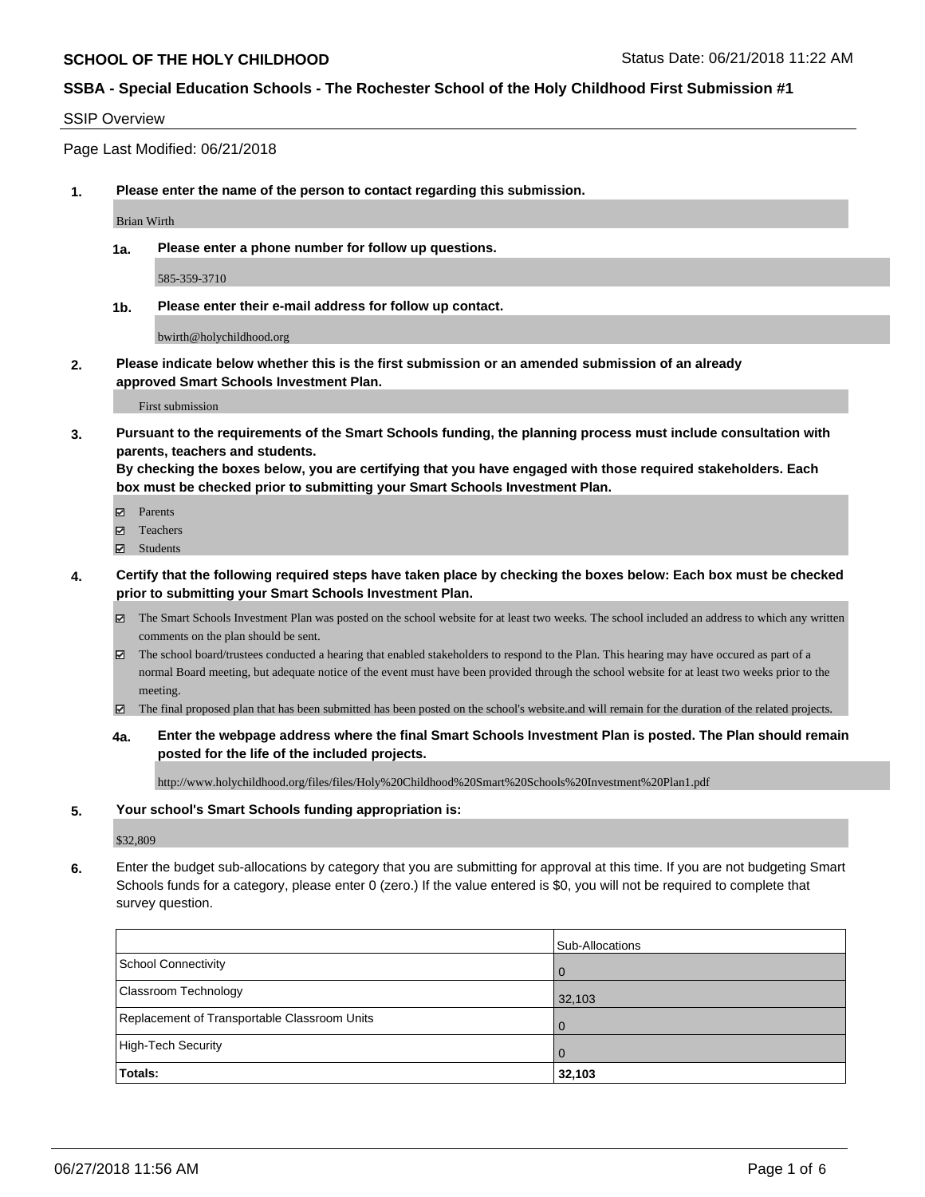**SCHOOL OF THE HOLY CHILDHOOD** Status Date: 06/21/2018 11:22 AM

**SSBA - Special Education Schools - The Rochester School of the Holy Childhood First Submission #1**

SSIP Overview

Page Last Modified: 06/21/2018

**1. Please enter the name of the person to contact regarding this submission.**

Brian Wirth

**1a. Please enter a phone number for follow up questions.**

585-359-3710

**1b. Please enter their e-mail address for follow up contact.**

bwirth@holychildhood.org

**2. Please indicate below whether this is the first submission or an amended submission of an already approved Smart Schools Investment Plan.**

First submission

**3. Pursuant to the requirements of the Smart Schools funding, the planning process must include consultation with parents, teachers and students.**
**By checking the boxes below, you are certifying that you have engaged with those required stakeholders. Each box must be checked prior to submitting your Smart Schools Investment Plan.**

- ☑ Parents
- ☑ Teachers
- ☑ Students

**4. Certify that the following required steps have taken place by checking the boxes below: Each box must be checked prior to submitting your Smart Schools Investment Plan.**

- ☑ The Smart Schools Investment Plan was posted on the school website for at least two weeks. The school included an address to which any written comments on the plan should be sent.
- ☑ The school board/trustees conducted a hearing that enabled stakeholders to respond to the Plan. This hearing may have occured as part of a normal Board meeting, but adequate notice of the event must have been provided through the school website for at least two weeks prior to the meeting.
- ☑ The final proposed plan that has been submitted has been posted on the school's website.and will remain for the duration of the related projects.

**4a. Enter the webpage address where the final Smart Schools Investment Plan is posted. The Plan should remain posted for the life of the included projects.**

http://www.holychildhood.org/files/files/Holy%20Childhood%20Smart%20Schools%20Investment%20Plan1.pdf

**5. Your school's Smart Schools funding appropriation is:**

$32,809

**6.** Enter the budget sub-allocations by category that you are submitting for approval at this time. If you are not budgeting Smart Schools funds for a category, please enter 0 (zero.) If the value entered is $0, you will not be required to complete that survey question.

| | Sub-Allocations |
|---|---|
| School Connectivity | 0 |
| Classroom Technology | 32,103 |
| Replacement of Transportable Classroom Units | 0 |
| High-Tech Security | 0 |
| **Totals:** | **32,103** |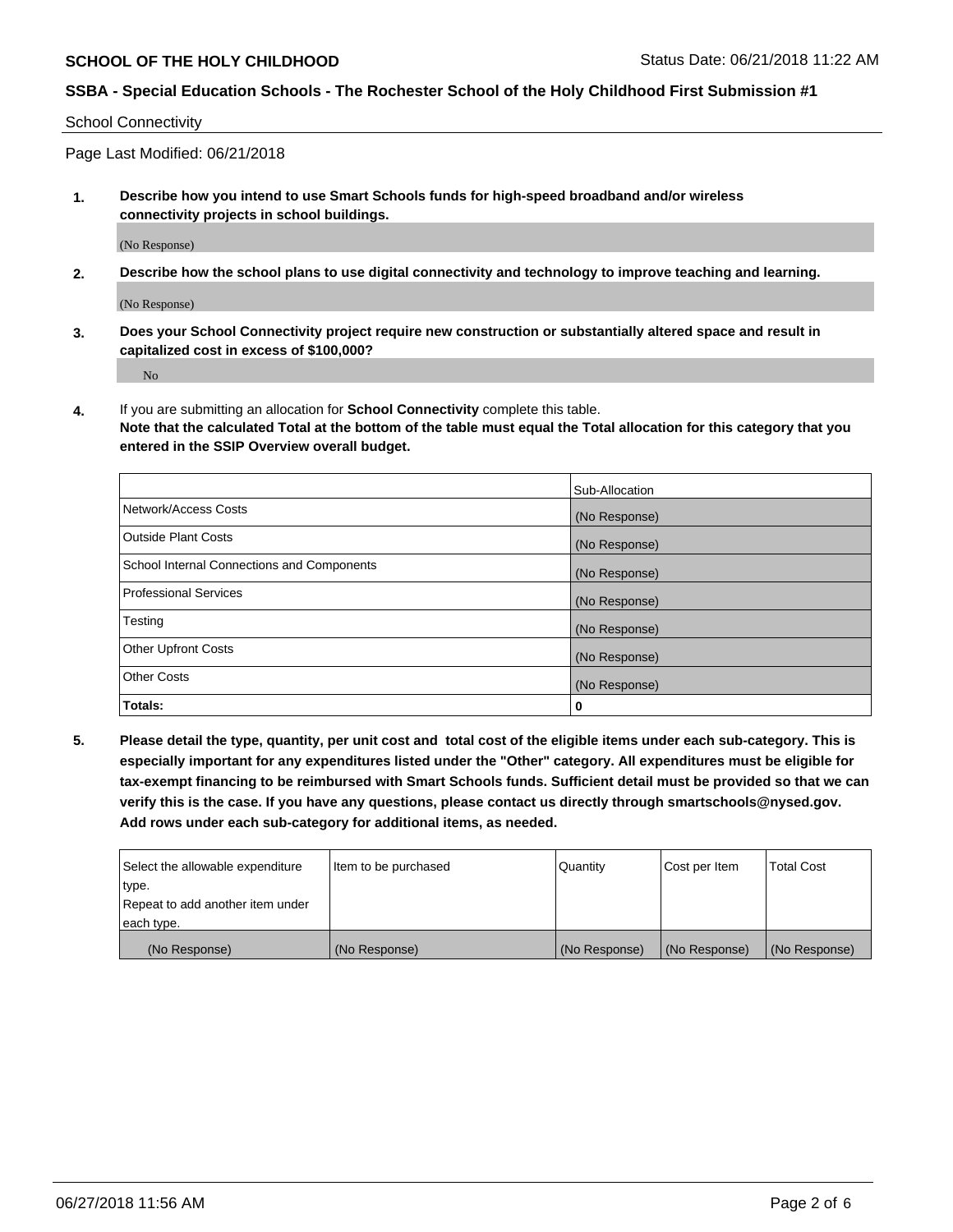## School Connectivity

Page Last Modified: 06/21/2018

**1. Describe how you intend to use Smart Schools funds for high-speed broadband and/or wireless connectivity projects in school buildings.**

(No Response)

**2. Describe how the school plans to use digital connectivity and technology to improve teaching and learning.**

(No Response)

**3. Does your School Connectivity project require new construction or substantially altered space and result in capitalized cost in excess of $100,000?**

No

**4.** If you are submitting an allocation for **School Connectivity** complete this table.
**Note that the calculated Total at the bottom of the table must equal the Total allocation for this category that you entered in the SSIP Overview overall budget.**

| | Sub-Allocation |
|---|---|
| Network/Access Costs | (No Response) |
| Outside Plant Costs | (No Response) |
| School Internal Connections and Components | (No Response) |
| Professional Services | (No Response) |
| Testing | (No Response) |
| Other Upfront Costs | (No Response) |
| Other Costs | (No Response) |
| **Totals:** | 0 |

**5. Please detail the type, quantity, per unit cost and total cost of the eligible items under each sub-category. This is especially important for any expenditures listed under the "Other" category. All expenditures must be eligible for tax-exempt financing to be reimbursed with Smart Schools funds. Sufficient detail must be provided so that we can verify this is the case. If you have any questions, please contact us directly through smartschools@nysed.gov. Add rows under each sub-category for additional items, as needed.**

| Select the allowable expenditure type. Repeat to add another item under each type. | Item to be purchased | Quantity | Cost per Item | Total Cost |
|---|---|---|---|---|
| (No Response) | (No Response) | (No Response) | (No Response) | (No Response) |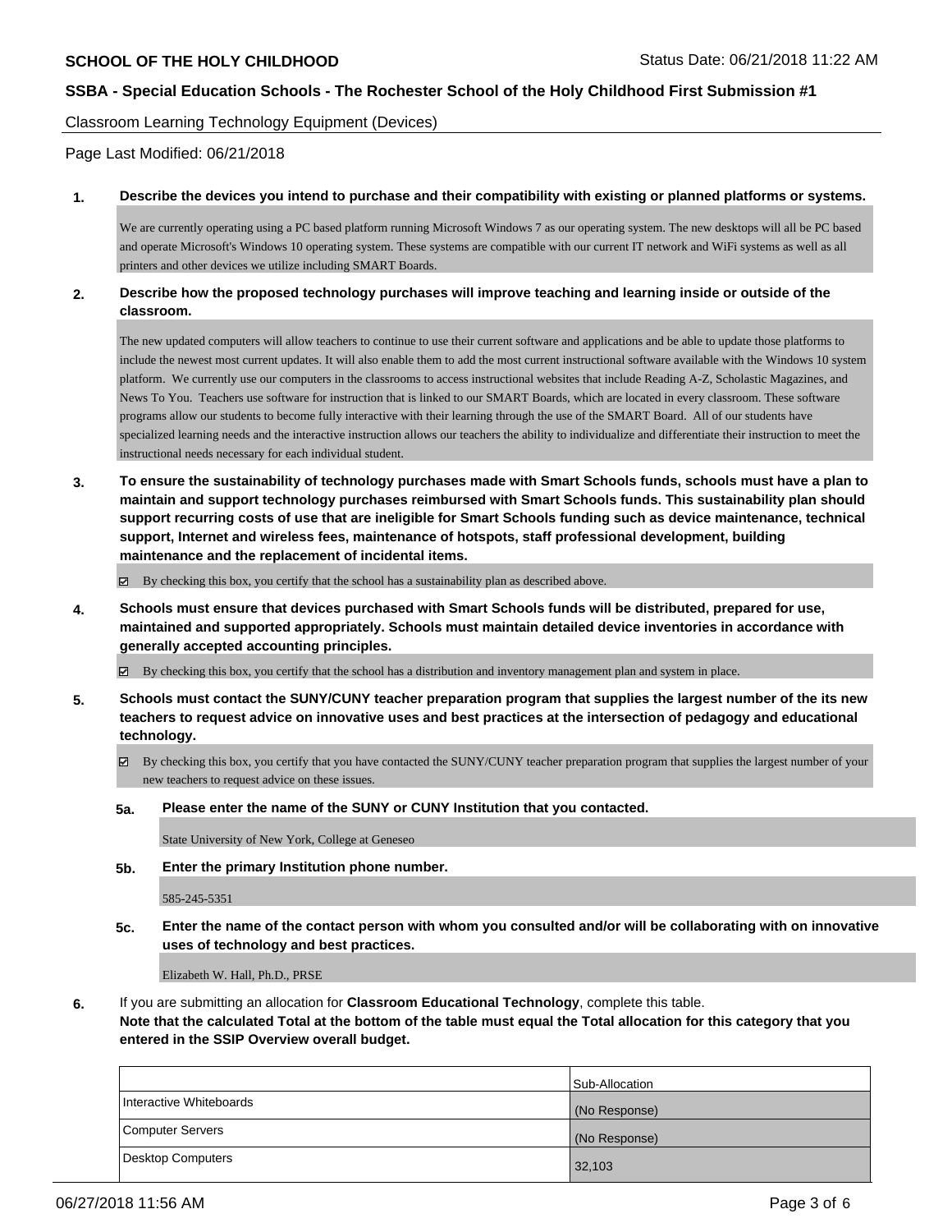**SCHOOL OF THE HOLY CHILDHOOD** Status Date: 06/21/2018 11:22 AM

**SSBA - Special Education Schools - The Rochester School of the Holy Childhood First Submission #1**

Classroom Learning Technology Equipment (Devices)

Page Last Modified: 06/21/2018

**1. Describe the devices you intend to purchase and their compatibility with existing or planned platforms or systems.**

We are currently operating using a PC based platform running Microsoft Windows 7 as our operating system. The new desktops will all be PC based and operate Microsoft's Windows 10 operating system. These systems are compatible with our current IT network and WiFi systems as well as all printers and other devices we utilize including SMART Boards.

**2. Describe how the proposed technology purchases will improve teaching and learning inside or outside of the classroom.**

The new updated computers will allow teachers to continue to use their current software and applications and be able to update those platforms to include the newest most current updates. It will also enable them to add the most current instructional software available with the Windows 10 system platform. We currently use our computers in the classrooms to access instructional websites that include Reading A-Z, Scholastic Magazines, and News To You. Teachers use software for instruction that is linked to our SMART Boards, which are located in every classroom. These software programs allow our students to become fully interactive with their learning through the use of the SMART Board. All of our students have specialized learning needs and the interactive instruction allows our teachers the ability to individualize and differentiate their instruction to meet the instructional needs necessary for each individual student.

**3. To ensure the sustainability of technology purchases made with Smart Schools funds, schools must have a plan to maintain and support technology purchases reimbursed with Smart Schools funds. This sustainability plan should support recurring costs of use that are ineligible for Smart Schools funding such as device maintenance, technical support, Internet and wireless fees, maintenance of hotspots, staff professional development, building maintenance and the replacement of incidental items.**

☑ By checking this box, you certify that the school has a sustainability plan as described above.

**4. Schools must ensure that devices purchased with Smart Schools funds will be distributed, prepared for use, maintained and supported appropriately. Schools must maintain detailed device inventories in accordance with generally accepted accounting principles.**

☑ By checking this box, you certify that the school has a distribution and inventory management plan and system in place.

**5. Schools must contact the SUNY/CUNY teacher preparation program that supplies the largest number of the its new teachers to request advice on innovative uses and best practices at the intersection of pedagogy and educational technology.**

☑ By checking this box, you certify that you have contacted the SUNY/CUNY teacher preparation program that supplies the largest number of your new teachers to request advice on these issues.

**5a. Please enter the name of the SUNY or CUNY Institution that you contacted.**

State University of New York, College at Geneseo

**5b. Enter the primary Institution phone number.**

585-245-5351

**5c. Enter the name of the contact person with whom you consulted and/or will be collaborating with on innovative uses of technology and best practices.**

Elizabeth W. Hall, Ph.D., PRSE

**6.** If you are submitting an allocation for **Classroom Educational Technology**, complete this table.
**Note that the calculated Total at the bottom of the table must equal the Total allocation for this category that you entered in the SSIP Overview overall budget.**

| | Sub-Allocation |
|---|---|
| Interactive Whiteboards | (No Response) |
| Computer Servers | (No Response) |
| Desktop Computers | 32,103 |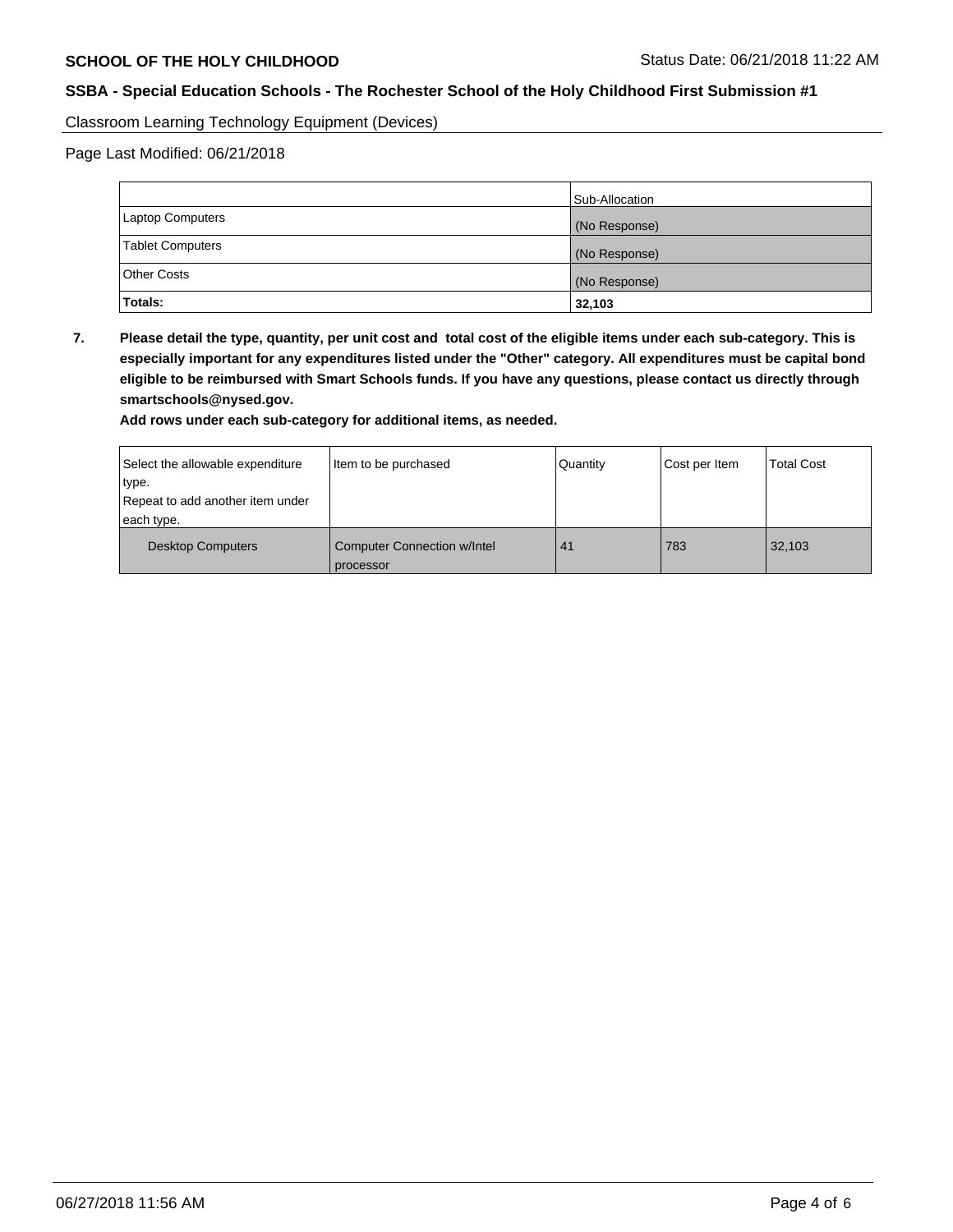Classroom Learning Technology Equipment (Devices)

Page Last Modified: 06/21/2018

| | Sub-Allocation |
|---|---|
| Laptop Computers | (No Response) |
| Tablet Computers | (No Response) |
| Other Costs | (No Response) |
| **Totals:** | **32,103** |

**7. Please detail the type, quantity, per unit cost and total cost of the eligible items under each sub-category. This is especially important for any expenditures listed under the "Other" category. All expenditures must be capital bond eligible to be reimbursed with Smart Schools funds. If you have any questions, please contact us directly through smartschools@nysed.gov.**

**Add rows under each sub-category for additional items, as needed.**

| Select the allowable expenditure type. Repeat to add another item under each type. | Item to be purchased | Quantity | Cost per Item | Total Cost |
|---|---|---|---|---|
| Desktop Computers | Computer Connection w/Intel processor | 41 | 783 | 32,103 |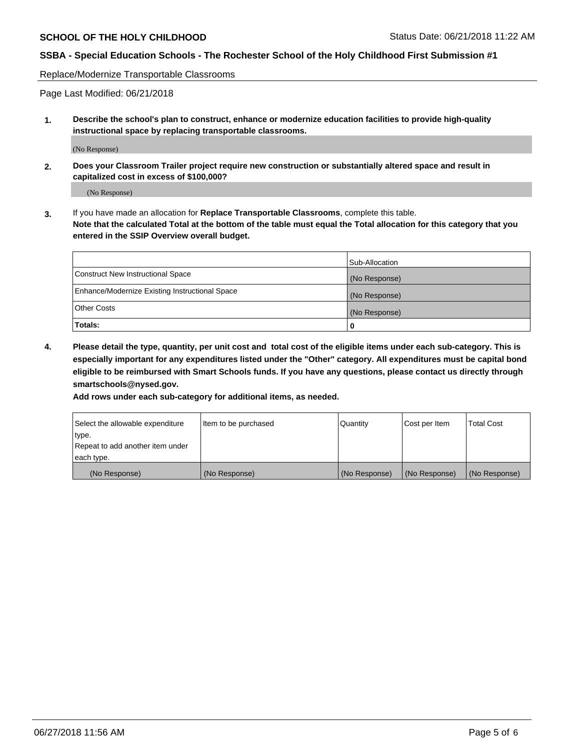Replace/Modernize Transportable Classrooms

Page Last Modified: 06/21/2018

**1. Describe the school's plan to construct, enhance or modernize education facilities to provide high-quality instructional space by replacing transportable classrooms.**

(No Response)

**2. Does your Classroom Trailer project require new construction or substantially altered space and result in capitalized cost in excess of $100,000?**

(No Response)

**3.** If you have made an allocation for **Replace Transportable Classrooms**, complete this table.
**Note that the calculated Total at the bottom of the table must equal the Total allocation for this category that you entered in the SSIP Overview overall budget.**

| | Sub-Allocation |
|---|---|
| Construct New Instructional Space | (No Response) |
| Enhance/Modernize Existing Instructional Space | (No Response) |
| Other Costs | (No Response) |
| **Totals:** | 0 |

**4. Please detail the type, quantity, per unit cost and total cost of the eligible items under each sub-category. This is especially important for any expenditures listed under the "Other" category. All expenditures must be capital bond eligible to be reimbursed with Smart Schools funds. If you have any questions, please contact us directly through smartschools@nysed.gov.**

**Add rows under each sub-category for additional items, as needed.**

| Select the allowable expenditure type. Repeat to add another item under each type. | Item to be purchased | Quantity | Cost per Item | Total Cost |
|---|---|---|---|---|
| (No Response) | (No Response) | (No Response) | (No Response) | (No Response) |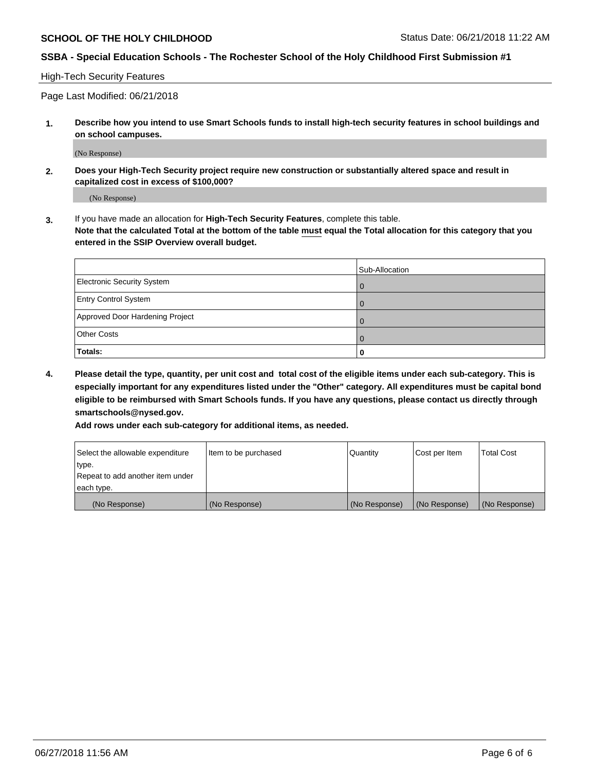**SCHOOL OF THE HOLY CHILDHOOD** Status Date: 06/21/2018 11:22 AM

**SSBA - Special Education Schools - The Rochester School of the Holy Childhood First Submission #1**

High-Tech Security Features

Page Last Modified: 06/21/2018

1. **Describe how you intend to use Smart Schools funds to install high-tech security features in school buildings and on school campuses.**

   (No Response)

2. **Does your High-Tech Security project require new construction or substantially altered space and result in capitalized cost in excess of $100,000?**

   (No Response)

3. If you have made an allocation for **High-Tech Security Features**, complete this table.
   **Note that the calculated Total at the bottom of the table must equal the Total allocation for this category that you entered in the SSIP Overview overall budget.**

| | Sub-Allocation |
|---|---|
| Electronic Security System | 0 |
| Entry Control System | 0 |
| Approved Door Hardening Project | 0 |
| Other Costs | 0 |
| **Totals:** | **0** |

4. **Please detail the type, quantity, per unit cost and total cost of the eligible items under each sub-category. This is especially important for any expenditures listed under the "Other" category. All expenditures must be capital bond eligible to be reimbursed with Smart Schools funds. If you have any questions, please contact us directly through smartschools@nysed.gov.**

   **Add rows under each sub-category for additional items, as needed.**

| Select the allowable expenditure type. Repeat to add another item under each type. | Item to be purchased | Quantity | Cost per Item | Total Cost |
|---|---|---|---|---|
| (No Response) | (No Response) | (No Response) | (No Response) | (No Response) |